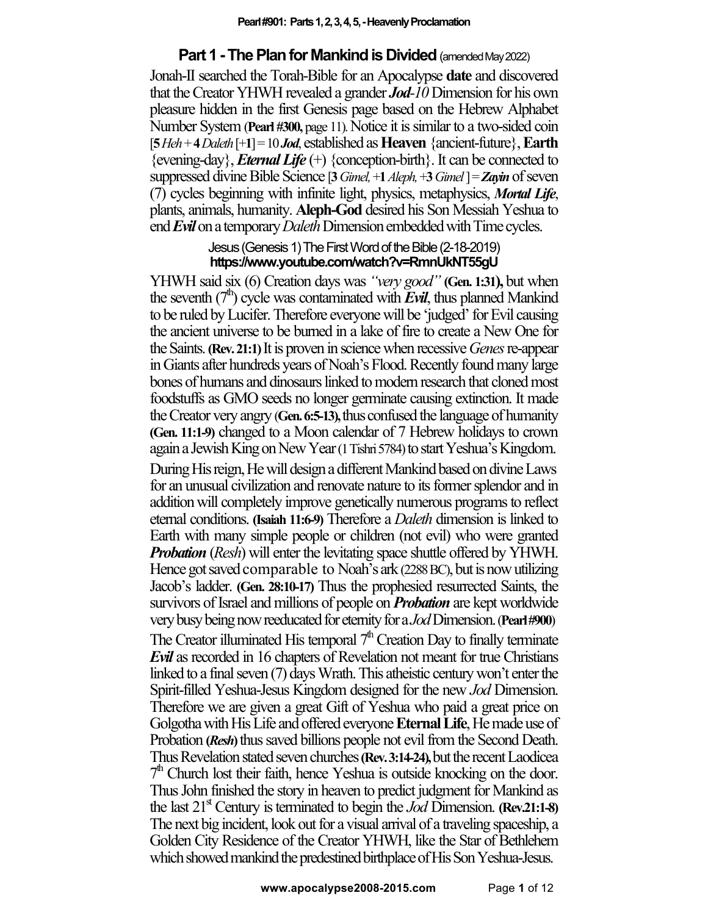## Part 1 - The Plan for Mankind is Divided (amended May 2022)

Jonah-II searched the Torah-Bible for an Apocalypse **date** and discovered that the Creator YHWH revealed a grander ***Jod****-10* Dimension for his own pleasure hidden in the first Genesis page based on the Hebrew Alphabet Number System (**Pearl #300,** page 11). Notice it is similar to a two-sided coin [**5** *Heh* + **4** *Daleth* [+**1**] = 10 ***Jod***, established as **Heaven** {ancient-future}, **Earth** {evening-day}, ***Eternal Life*** (+) {conception-birth}. It can be connected to suppressed divine Bible Science [**3** *Gimel,* +**1** *Aleph,* +**3** *Gimel* ] = ***Zayin*** of seven (7) cycles beginning with infinite light, physics, metaphysics, ***Mortal Life***, plants, animals, humanity. **Aleph-God** desired his Son Messiah Yeshua to end ***Evil*** on a temporary *Daleth* Dimension embedded with Time cycles.

Jesus (Genesis 1) The First Word of the Bible (2-18-2019)
**https://www.youtube.com/watch?v=RmnUkNT55gU**

YHWH said six (6) Creation days was *"very good"* **(Gen. 1:31),** but when the seventh (7th) cycle was contaminated with ***Evil***, thus planned Mankind to be ruled by Lucifer. Therefore everyone will be 'judged' for Evil causing the ancient universe to be burned in a lake of fire to create a New One for the Saints. **(Rev. 21:1)** It is proven in science when recessive *Genes* re-appear in Giants after hundreds years of Noah's Flood. Recently found many large bones of humans and dinosaurs linked to modern research that cloned most foodstuffs as GMO seeds no longer germinate causing extinction. It made the Creator very angry **(Gen. 6:5-13),** thus confused the language of humanity **(Gen. 11:1-9)** changed to a Moon calendar of 7 Hebrew holidays to crown again a Jewish King on New Year (1 Tishri 5784) to start Yeshua's Kingdom.

During His reign, He will design a different Mankind based on divine Laws for an unusual civilization and renovate nature to its former splendor and in addition will completely improve genetically numerous programs to reflect eternal conditions. **(Isaiah 11:6-9)** Therefore a *Daleth* dimension is linked to Earth with many simple people or children (not evil) who were granted ***Probation*** (*Resh*) will enter the levitating space shuttle offered by YHWH. Hence got saved comparable to Noah's ark (2288 BC), but is now utilizing Jacob's ladder. **(Gen. 28:10-17)** Thus the prophesied resurrected Saints, the survivors of Israel and millions of people on ***Probation*** are kept worldwide very busy being now reeducated for eternity for a *Jod* Dimension. (**Pearl #900**)

The Creator illuminated His temporal 7th Creation Day to finally terminate ***Evil*** as recorded in 16 chapters of Revelation not meant for true Christians linked to a final seven (7) days Wrath. This atheistic century won't enter the Spirit-filled Yeshua-Jesus Kingdom designed for the new *Jod* Dimension. Therefore we are given a great Gift of Yeshua who paid a great price on Golgotha with His Life and offered everyone **Eternal Life**, He made use of Probation **(*Resh*)** thus saved billions people not evil from the Second Death. Thus Revelation stated seven churches **(Rev. 3:14-24),** but the recent Laodicea 7th Church lost their faith, hence Yeshua is outside knocking on the door. Thus John finished the story in heaven to predict judgment for Mankind as the last 21st Century is terminated to begin the *Jod* Dimension. **(Rev.21:1-8)** The next big incident, look out for a visual arrival of a traveling spaceship, a Golden City Residence of the Creator YHWH, like the Star of Bethlehem which showed mankind the predestined birthplace of His Son Yeshua-Jesus.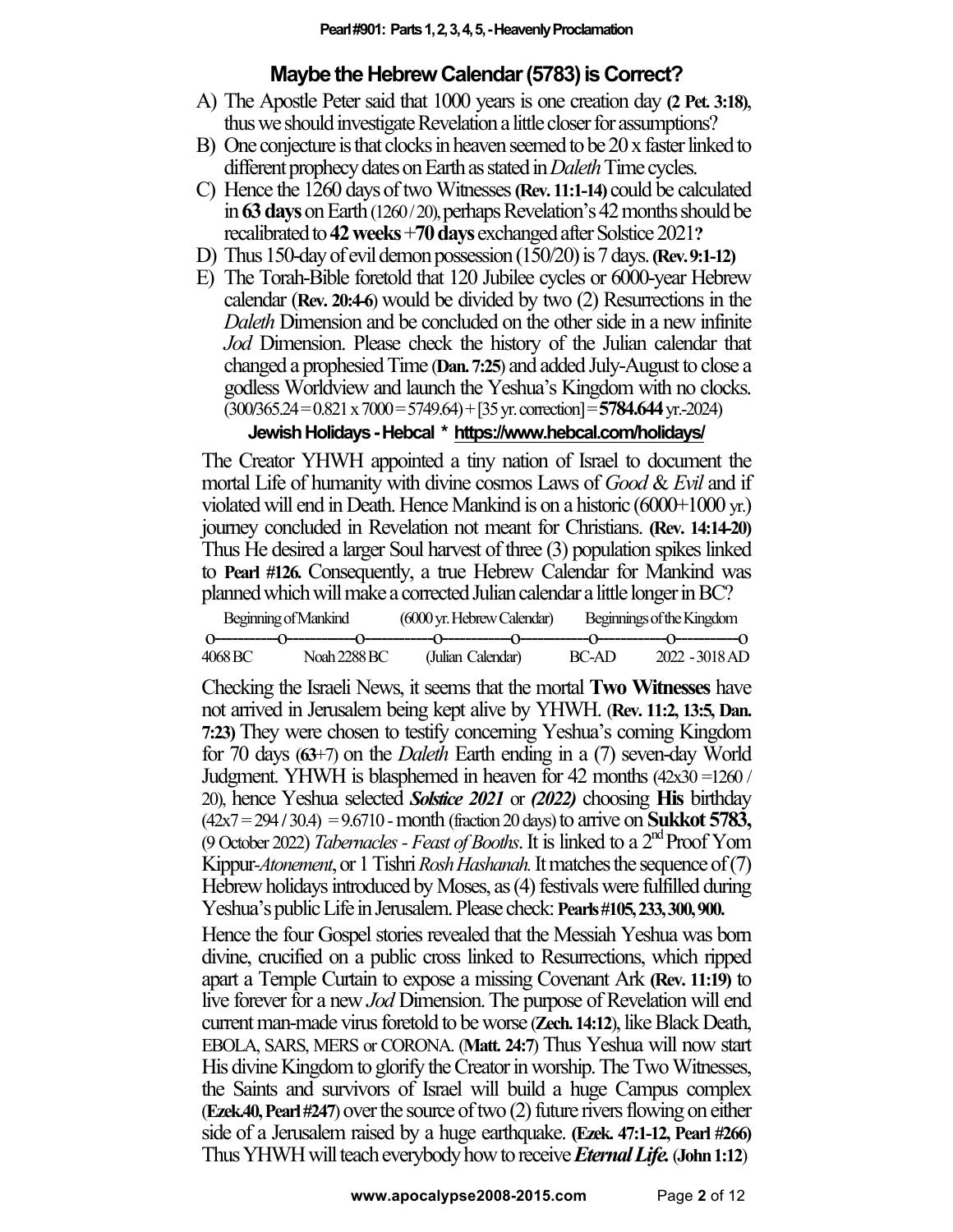## Maybe the Hebrew Calendar (5783) is Correct?

A) The Apostle Peter said that 1000 years is one creation day **(2 Pet. 3:18)**, thus we should investigate Revelation a little closer for assumptions?

B) One conjecture is that clocks in heaven seemed to be 20 x faster linked to different prophecy dates on Earth as stated in *Daleth* Time cycles.

C) Hence the 1260 days of two Witnesses **(Rev. 11:1-14)** could be calculated in **63 days** on Earth (1260 / 20), perhaps Revelation's 42 months should be recalibrated to **42 weeks** +**70 days** exchanged after Solstice 2021**?**

D) Thus 150-day of evil demon possession (150/20) is 7 days. **(Rev. 9:1-12)**

E) The Torah-Bible foretold that 120 Jubilee cycles or 6000-year Hebrew calendar (**Rev. 20:4-6**) would be divided by two (2) Resurrections in the *Daleth* Dimension and be concluded on the other side in a new infinite *Jod* Dimension. Please check the history of the Julian calendar that changed a prophesied Time (**Dan. 7:25**) and added July-August to close a godless Worldview and launch the Yeshua's Kingdom with no clocks. (300/365.24 = 0.821 x 7000 = 5749.64) + [35 yr. correction] = **5784.644** yr.-2024)

**Jewish Holidays - Hebcal * https://www.hebcal.com/holidays/**

The Creator YHWH appointed a tiny nation of Israel to document the mortal Life of humanity with divine cosmos Laws of *Good* & *Evil* and if violated will end in Death. Hence Mankind is on a historic (6000+1000 yr.) journey concluded in Revelation not meant for Christians. **(Rev. 14:14-20)** Thus He desired a larger Soul harvest of three (3) population spikes linked to **Pearl #126.** Consequently, a true Hebrew Calendar for Mankind was planned which will make a corrected Julian calendar a little longer in BC?

```
Beginning of Mankind       (6000 yr. Hebrew Calendar)       Beginnings of the Kingdom
O-----------O-----------O-----------O-----------O-----------O-----------O-----------O
4068 BC      Noah 2288 BC      (Julian Calendar)       BC-AD       2022 - 3018 AD
```

Checking the Israeli News, it seems that the mortal **Two Witnesses** have not arrived in Jerusalem being kept alive by YHWH. (**Rev. 11:2, 13:5, Dan. 7:23)** They were chosen to testify concerning Yeshua's coming Kingdom for 70 days (**63**+7) on the *Daleth* Earth ending in a (7) seven-day World Judgment. YHWH is blasphemed in heaven for 42 months (42x30 = 1260 / 20), hence Yeshua selected ***Solstice 2021*** or ***(2022)*** choosing **His** birthday (42x7 = 294 / 30.4) = 9.6710 - month (fraction 20 days) to arrive on **Sukkot 5783,** (9 October 2022) *Tabernacles - Feast of Booths*. It is linked to a 2nd Proof Yom Kippur-*Atonement*, or 1 Tishri *Rosh Hashanah.* It matches the sequence of (7) Hebrew holidays introduced by Moses, as (4) festivals were fulfilled during Yeshua's public Life in Jerusalem. Please check: **Pearls #105, 233, 300, 900.**

Hence the four Gospel stories revealed that the Messiah Yeshua was born divine, crucified on a public cross linked to Resurrections, which ripped apart a Temple Curtain to expose a missing Covenant Ark **(Rev. 11:19)** to live forever for a new *Jod* Dimension. The purpose of Revelation will end current man-made virus foretold to be worse (**Zech. 14:12**), like Black Death, EBOLA, SARS, MERS or CORONA. (**Matt. 24:7**) Thus Yeshua will now start His divine Kingdom to glorify the Creator in worship. The Two Witnesses, the Saints and survivors of Israel will build a huge Campus complex (**Ezek.40, Pearl #247**) over the source of two (2) future rivers flowing on either side of a Jerusalem raised by a huge earthquake. **(Ezek. 47:1-12, Pearl #266)** Thus YHWH will teach everybody how to receive ***Eternal Life.*** (**John 1:12**)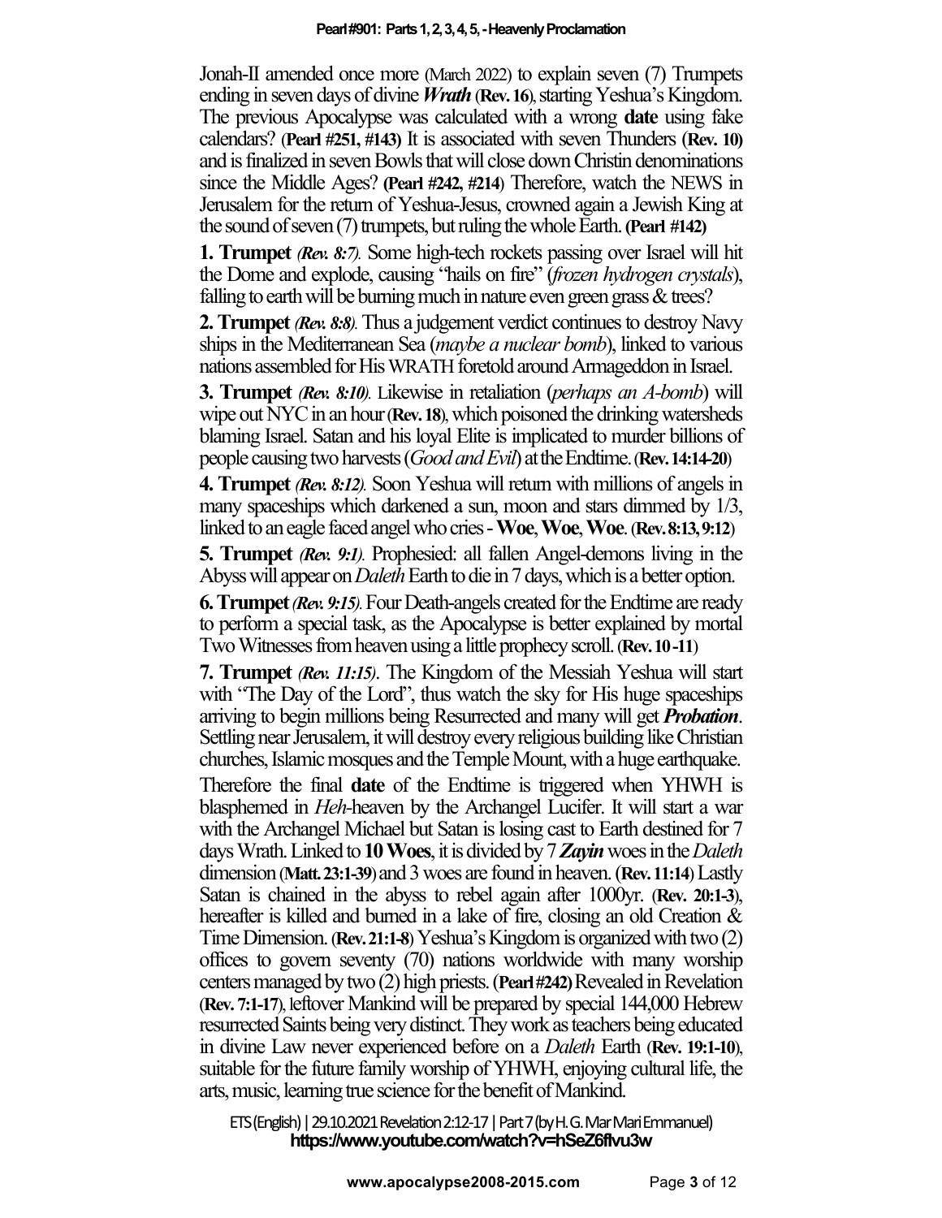Jonah-II amended once more (March 2022) to explain seven (7) Trumpets ending in seven days of divine ***Wrath*** (**Rev. 16**), starting Yeshua's Kingdom. The previous Apocalypse was calculated with a wrong **date** using fake calendars? (**Pearl #251, #143**) It is associated with seven Thunders (**Rev. 10**) and is finalized in seven Bowls that will close down Christin denominations since the Middle Ages? (**Pearl #242, #214**) Therefore, watch the NEWS in Jerusalem for the return of Yeshua-Jesus, crowned again a Jewish King at the sound of seven (7) trumpets, but ruling the whole Earth. (**Pearl #142**)

**1. Trumpet** ***(Rev. 8:7)***. Some high-tech rockets passing over Israel will hit the Dome and explode, causing "hails on fire" (*frozen hydrogen crystals*), falling to earth will be burning much in nature even green grass & trees?

**2. Trumpet** ***(Rev. 8:8)***. Thus a judgement verdict continues to destroy Navy ships in the Mediterranean Sea (*maybe a nuclear bomb*), linked to various nations assembled for His WRATH foretold around Armageddon in Israel.

**3. Trumpet** ***(Rev. 8:10)***. Likewise in retaliation (*perhaps an A-bomb*) will wipe out NYC in an hour (**Rev. 18**), which poisoned the drinking watersheds blaming Israel. Satan and his loyal Elite is implicated to murder billions of people causing two harvests (*Good and Evil*) at the Endtime. (**Rev. 14:14-20**)

**4. Trumpet** ***(Rev. 8:12)***. Soon Yeshua will return with millions of angels in many spaceships which darkened a sun, moon and stars dimmed by 1/3, linked to an eagle faced angel who cries - **Woe**, **Woe**, **Woe**. (**Rev. 8:13, 9:12**)

**5. Trumpet** ***(Rev. 9:1)***. Prophesied: all fallen Angel-demons living in the Abyss will appear on *Daleth* Earth to die in 7 days, which is a better option.

**6. Trumpet** ***(Rev. 9:15)***. Four Death-angels created for the Endtime are ready to perform a special task, as the Apocalypse is better explained by mortal Two Witnesses from heaven using a little prophecy scroll. (**Rev. 10-11**)

**7. Trumpet** ***(Rev. 11:15)***. The Kingdom of the Messiah Yeshua will start with "The Day of the Lord", thus watch the sky for His huge spaceships arriving to begin millions being Resurrected and many will get ***Probation***. Settling near Jerusalem, it will destroy every religious building like Christian churches, Islamic mosques and the Temple Mount, with a huge earthquake.

Therefore the final **date** of the Endtime is triggered when YHWH is blasphemed in *Heh*-heaven by the Archangel Lucifer. It will start a war with the Archangel Michael but Satan is losing cast to Earth destined for 7 days Wrath. Linked to **10 Woes**, it is divided by 7 ***Zayin*** woes in the *Daleth* dimension (**Matt. 23:1-39**) and 3 woes are found in heaven. (**Rev. 11:14**) Lastly Satan is chained in the abyss to rebel again after 1000yr. (**Rev. 20:1-3**), hereafter is killed and burned in a lake of fire, closing an old Creation & Time Dimension. (**Rev. 21:1-8**) Yeshua's Kingdom is organized with two (2) offices to govern seventy (70) nations worldwide with many worship centers managed by two (2) high priests. (**Pearl #242**) Revealed in Revelation (**Rev. 7:1-17**), leftover Mankind will be prepared by special 144,000 Hebrew resurrected Saints being very distinct. They work as teachers being educated in divine Law never experienced before on a *Daleth* Earth (**Rev. 19:1-10**), suitable for the future family worship of YHWH, enjoying cultural life, the arts, music, learning true science for the benefit of Mankind.

ETS (English) | 29.10.2021 Revelation 2:12-17 | Part 7 (by H. G. Mar Mari Emmanuel)
**https://www.youtube.com/watch?v=hSeZ6flvu3w**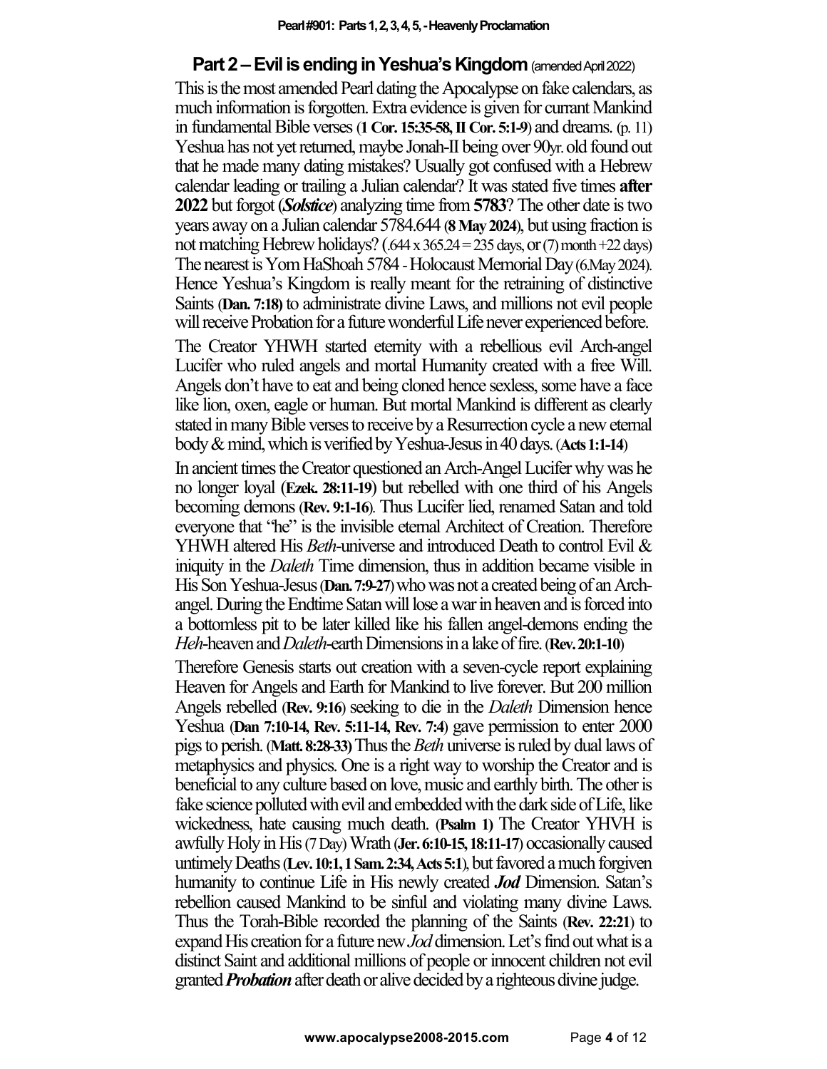## Part 2 – Evil is ending in Yeshua's Kingdom (amended April 2022)

This is the most amended Pearl dating the Apocalypse on fake calendars, as much information is forgotten. Extra evidence is given for currant Mankind in fundamental Bible verses (**1 Cor. 15:35-58, II Cor. 5:1-9**) and dreams. (p. 11) Yeshua has not yet returned, maybe Jonah-II being over 90yr. old found out that he made many dating mistakes? Usually got confused with a Hebrew calendar leading or trailing a Julian calendar? It was stated five times **after 2022** but forgot (***Solstice***) analyzing time from **5783**? The other date is two years away on a Julian calendar 5784.644 (**8 May 2024**), but using fraction is not matching Hebrew holidays? (.644 x 365.24 = 235 days, or (7) month +22 days) The nearest is Yom HaShoah 5784 - Holocaust Memorial Day (6.May 2024). Hence Yeshua's Kingdom is really meant for the retraining of distinctive Saints (**Dan. 7:18**) to administrate divine Laws, and millions not evil people will receive Probation for a future wonderful Life never experienced before.

The Creator YHWH started eternity with a rebellious evil Arch-angel Lucifer who ruled angels and mortal Humanity created with a free Will. Angels don't have to eat and being cloned hence sexless, some have a face like lion, oxen, eagle or human. But mortal Mankind is different as clearly stated in many Bible verses to receive by a Resurrection cycle a new eternal body & mind, which is verified by Yeshua-Jesus in 40 days. (**Acts 1:1-14**)

In ancient times the Creator questioned an Arch-Angel Lucifer why was he no longer loyal (**Ezek. 28:11-19**) but rebelled with one third of his Angels becoming demons (**Rev. 9:1-16**). Thus Lucifer lied, renamed Satan and told everyone that "he" is the invisible eternal Architect of Creation. Therefore YHWH altered His *Beth*-universe and introduced Death to control Evil & iniquity in the *Daleth* Time dimension, thus in addition became visible in His Son Yeshua-Jesus (**Dan. 7:9-27**) who was not a created being of an Arch-angel. During the Endtime Satan will lose a war in heaven and is forced into a bottomless pit to be later killed like his fallen angel-demons ending the *Heh*-heaven and *Daleth*-earth Dimensions in a lake of fire. (**Rev. 20:1-10**)

Therefore Genesis starts out creation with a seven-cycle report explaining Heaven for Angels and Earth for Mankind to live forever. But 200 million Angels rebelled (**Rev. 9:16**) seeking to die in the *Daleth* Dimension hence Yeshua (**Dan 7:10-14, Rev. 5:11-14, Rev. 7:4**) gave permission to enter 2000 pigs to perish. (**Matt. 8:28-33**) Thus the *Beth* universe is ruled by dual laws of metaphysics and physics. One is a right way to worship the Creator and is beneficial to any culture based on love, music and earthly birth. The other is fake science polluted with evil and embedded with the dark side of Life, like wickedness, hate causing much death. (**Psalm 1**) The Creator YHVH is awfully Holy in His (7 Day) Wrath (**Jer. 6:10-15, 18:11-17**) occasionally caused untimely Deaths (**Lev. 10:1, 1 Sam. 2:34, Acts 5:1**), but favored a much forgiven humanity to continue Life in His newly created ***Jod*** Dimension. Satan's rebellion caused Mankind to be sinful and violating many divine Laws. Thus the Torah-Bible recorded the planning of the Saints (**Rev. 22:21**) to expand His creation for a future new *Jod* dimension. Let's find out what is a distinct Saint and additional millions of people or innocent children not evil granted ***Probation*** after death or alive decided by a righteous divine judge.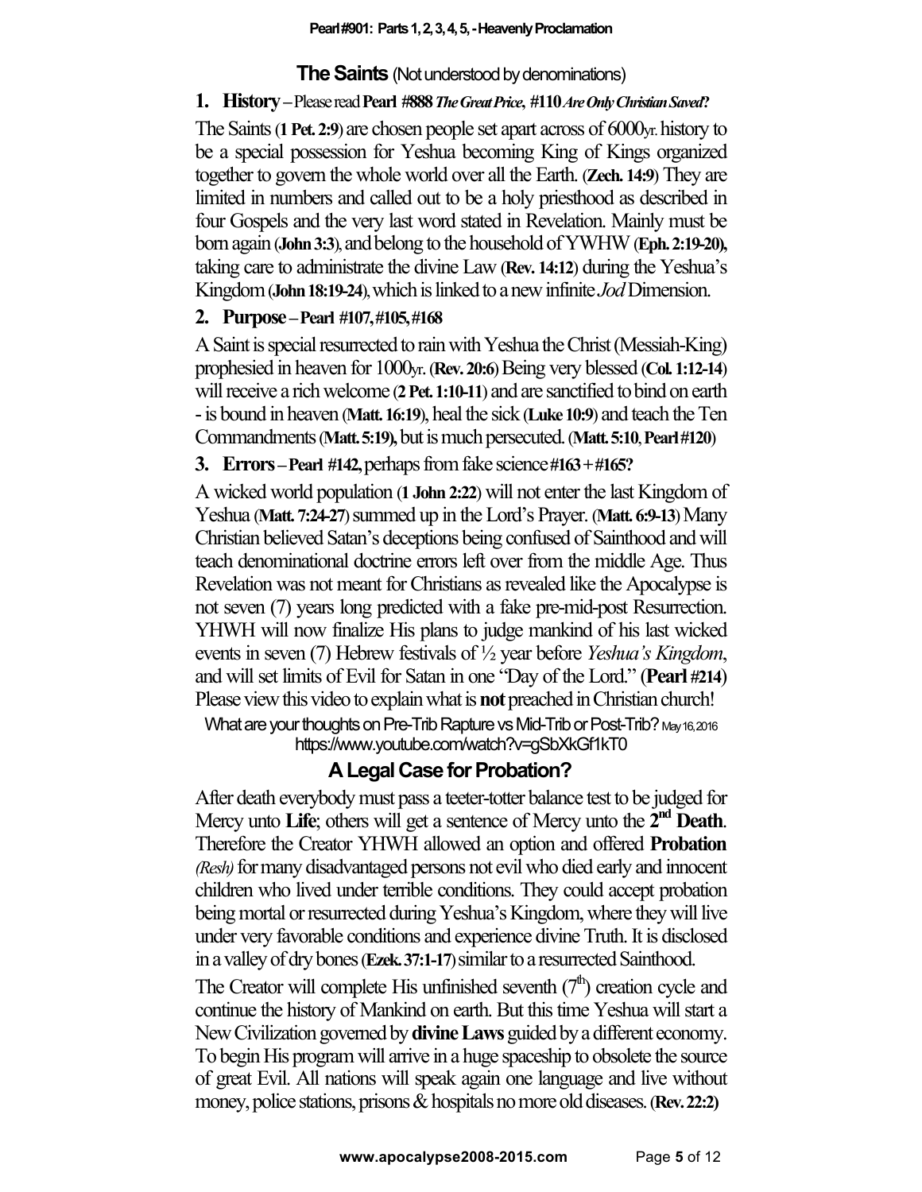## **The Saints** (Not understood by denominations)

### 1. **History** – Please read **Pearl #888** ***The Great Price*, #110** ***Are Only Christian Saved?***

The Saints (**1 Pet. 2:9**) are chosen people set apart across of 6000yr. history to be a special possession for Yeshua becoming King of Kings organized together to govern the whole world over all the Earth. (**Zech. 14:9**) They are limited in numbers and called out to be a holy priesthood as described in four Gospels and the very last word stated in Revelation. Mainly must be born again (**John 3:3**), and belong to the household of YWHW (**Eph. 2:19-20**), taking care to administrate the divine Law (**Rev. 14:12**) during the Yeshua's Kingdom (**John 18:19-24**), which is linked to a new infinite *Jod* Dimension.

### 2. **Purpose** – **Pearl #107, #105, #168**

A Saint is special resurrected to rain with Yeshua the Christ (Messiah-King) prophesied in heaven for 1000yr. (**Rev. 20:6**) Being very blessed (**Col. 1:12-14**) will receive a rich welcome (**2 Pet. 1:10-11**) and are sanctified to bind on earth - is bound in heaven (**Matt. 16:19**), heal the sick (**Luke 10:9**) and teach the Ten Commandments (**Matt. 5:19**), but is much persecuted. (**Matt. 5:10**, **Pearl #120**)

### 3. **Errors** – **Pearl #142,** perhaps from fake science **#163 + #165?**

A wicked world population (**1 John 2:22**) will not enter the last Kingdom of Yeshua (**Matt. 7:24-27**) summed up in the Lord's Prayer. (**Matt. 6:9-13**) Many Christian believed Satan's deceptions being confused of Sainthood and will teach denominational doctrine errors left over from the middle Age. Thus Revelation was not meant for Christians as revealed like the Apocalypse is not seven (7) years long predicted with a fake pre-mid-post Resurrection. YHWH will now finalize His plans to judge mankind of his last wicked events in seven (7) Hebrew festivals of ½ year before *Yeshua's Kingdom*, and will set limits of Evil for Satan in one "Day of the Lord." (**Pearl #214**) Please view this video to explain what is **not** preached in Christian church!

What are your thoughts on Pre-Trib Rapture vs Mid-Trib or Post-Trib? May 16, 2016
https://www.youtube.com/watch?v=gSbXkGf1kT0

## **A Legal Case for Probation?**

After death everybody must pass a teeter-totter balance test to be judged for Mercy unto **Life**; others will get a sentence of Mercy unto the **2nd Death**. Therefore the Creator YHWH allowed an option and offered **Probation** *(Resh)* for many disadvantaged persons not evil who died early and innocent children who lived under terrible conditions. They could accept probation being mortal or resurrected during Yeshua's Kingdom, where they will live under very favorable conditions and experience divine Truth. It is disclosed in a valley of dry bones (**Ezek. 37:1-17**) similar to a resurrected Sainthood.

The Creator will complete His unfinished seventh (7th) creation cycle and continue the history of Mankind on earth. But this time Yeshua will start a New Civilization governed by **divine Laws** guided by a different economy. To begin His program will arrive in a huge spaceship to obsolete the source of great Evil. All nations will speak again one language and live without money, police stations, prisons & hospitals no more old diseases. (**Rev. 22:2**)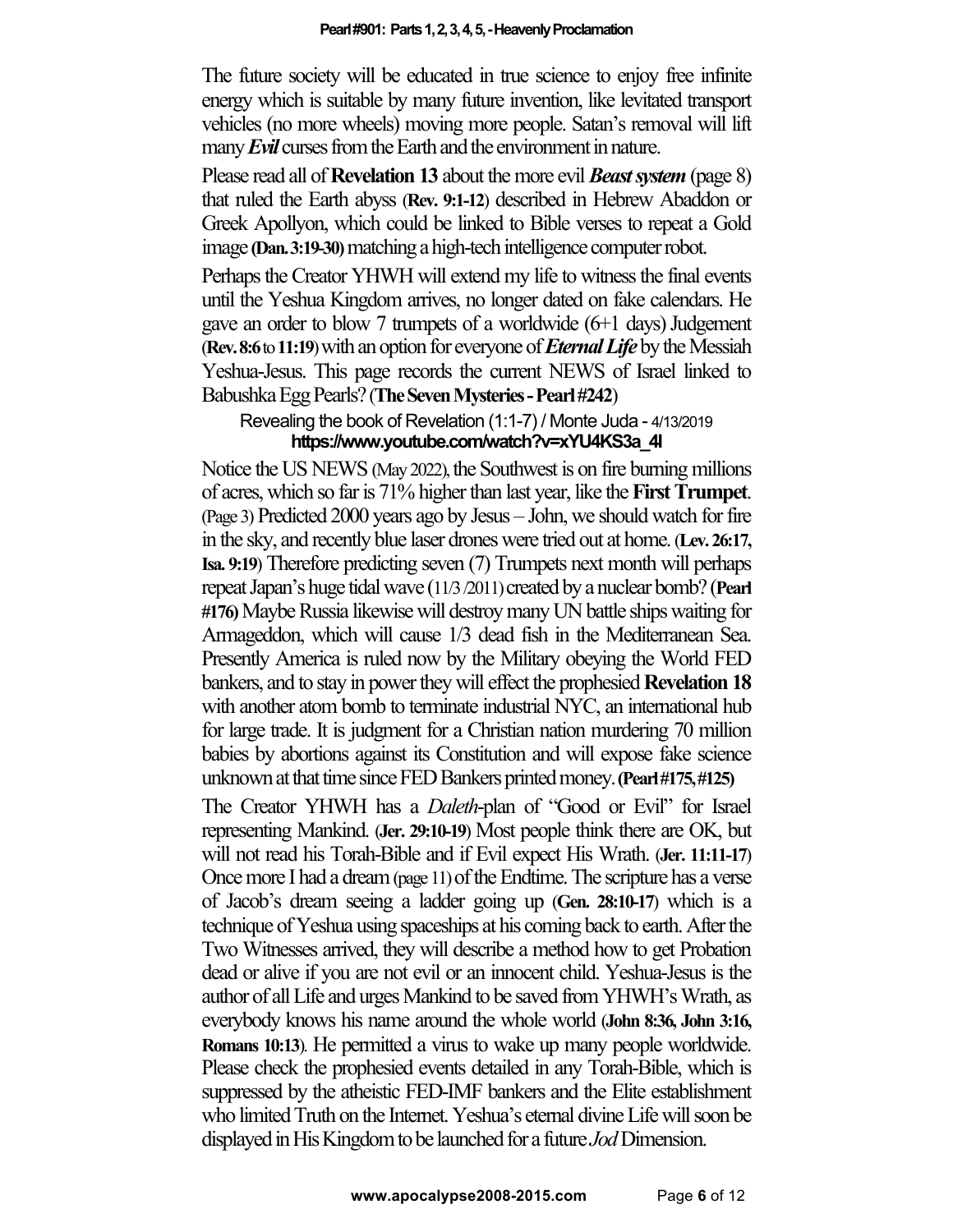The future society will be educated in true science to enjoy free infinite energy which is suitable by many future invention, like levitated transport vehicles (no more wheels) moving more people. Satan's removal will lift many ***Evil*** curses from the Earth and the environment in nature.

Please read all of **Revelation 13** about the more evil ***Beast system*** (page 8) that ruled the Earth abyss (**Rev. 9:1-12**) described in Hebrew Abaddon or Greek Apollyon, which could be linked to Bible verses to repeat a Gold image **(Dan. 3:19-30)** matching a high-tech intelligence computer robot.

Perhaps the Creator YHWH will extend my life to witness the final events until the Yeshua Kingdom arrives, no longer dated on fake calendars. He gave an order to blow 7 trumpets of a worldwide (6+1 days) Judgement (**Rev. 8:6** to **11:19**) with an option for everyone of ***Eternal Life*** by the Messiah Yeshua-Jesus. This page records the current NEWS of Israel linked to Babushka Egg Pearls? (**The Seven Mysteries - Pearl #242**)

Revealing the book of Revelation (1:1-7) / Monte Juda - 4/13/2019
**https://www.youtube.com/watch?v=xYU4KS3a_4I**

Notice the US NEWS (May 2022), the Southwest is on fire burning millions of acres, which so far is 71% higher than last year, like the **First Trumpet**. (Page 3) Predicted 2000 years ago by Jesus – John, we should watch for fire in the sky, and recently blue laser drones were tried out at home. (**Lev. 26:17, Isa. 9:19**) Therefore predicting seven (7) Trumpets next month will perhaps repeat Japan's huge tidal wave (11/3 /2011) created by a nuclear bomb? (**Pearl #176)** Maybe Russia likewise will destroy many UN battle ships waiting for Armageddon, which will cause 1/3 dead fish in the Mediterranean Sea. Presently America is ruled now by the Military obeying the World FED bankers, and to stay in power they will effect the prophesied **Revelation 18** with another atom bomb to terminate industrial NYC, an international hub for large trade. It is judgment for a Christian nation murdering 70 million babies by abortions against its Constitution and will expose fake science unknown at that time since FED Bankers printed money. **(Pearl #175, #125)**

The Creator YHWH has a *Daleth*-plan of "Good or Evil" for Israel representing Mankind. (**Jer. 29:10-19**) Most people think there are OK, but will not read his Torah-Bible and if Evil expect His Wrath. (**Jer. 11:11-17**) Once more I had a dream (page 11) of the Endtime. The scripture has a verse of Jacob's dream seeing a ladder going up (**Gen. 28:10-17**) which is a technique of Yeshua using spaceships at his coming back to earth. After the Two Witnesses arrived, they will describe a method how to get Probation dead or alive if you are not evil or an innocent child. Yeshua-Jesus is the author of all Life and urges Mankind to be saved from YHWH's Wrath, as everybody knows his name around the whole world (**John 8:36, John 3:16, Romans 10:13**). He permitted a virus to wake up many people worldwide. Please check the prophesied events detailed in any Torah-Bible, which is suppressed by the atheistic FED-IMF bankers and the Elite establishment who limited Truth on the Internet. Yeshua's eternal divine Life will soon be displayed in His Kingdom to be launched for a future *Jod* Dimension.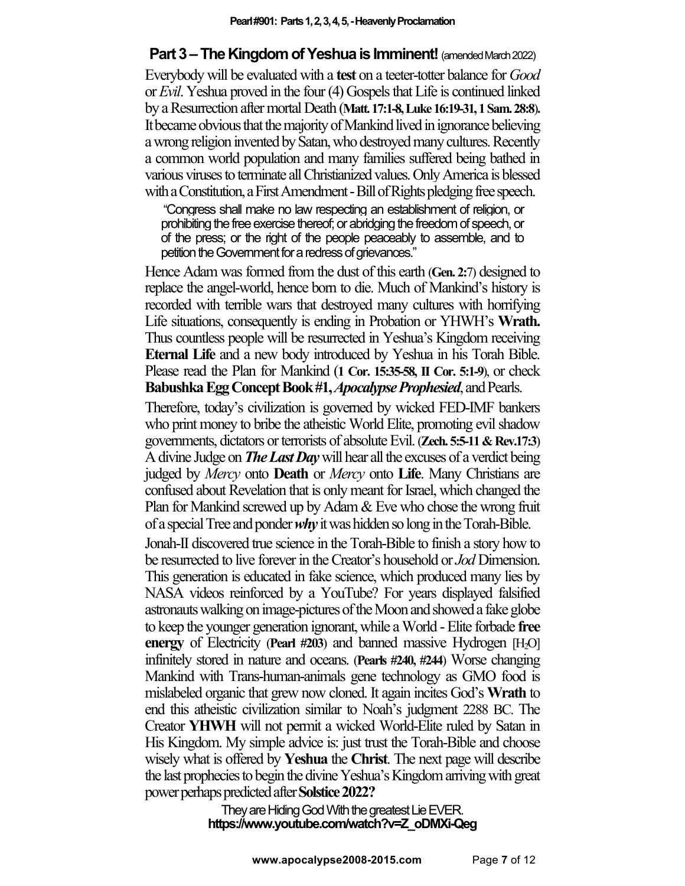## Part 3 – The Kingdom of Yeshua is Imminent! (amended March 2022)

Everybody will be evaluated with a **test** on a teeter-totter balance for *Good* or *Evil*. Yeshua proved in the four (4) Gospels that Life is continued linked by a Resurrection after mortal Death (**Matt. 17:1-8, Luke 16:19-31, 1 Sam. 28:8**). It became obvious that the majority of Mankind lived in ignorance believing a wrong religion invented by Satan, who destroyed many cultures. Recently a common world population and many families suffered being bathed in various viruses to terminate all Christianized values. Only America is blessed with a Constitution, a First Amendment - Bill of Rights pledging free speech.

> "Congress shall make no law respecting an establishment of religion, or prohibiting the free exercise thereof; or abridging the freedom of speech, or of the press; or the right of the people peaceably to assemble, and to petition the Government for a redress of grievances."

Hence Adam was formed from the dust of this earth (**Gen. 2:**7) designed to replace the angel-world, hence born to die. Much of Mankind's history is recorded with terrible wars that destroyed many cultures with horrifying Life situations, consequently is ending in Probation or YHWH's **Wrath.** Thus countless people will be resurrected in Yeshua's Kingdom receiving **Eternal Life** and a new body introduced by Yeshua in his Torah Bible. Please read the Plan for Mankind (**1 Cor. 15:35-58, II Cor. 5:1-9**), or check **Babushka Egg Concept Book #1, *Apocalypse Prophesied***, and Pearls.

Therefore, today's civilization is governed by wicked FED-IMF bankers who print money to bribe the atheistic World Elite, promoting evil shadow governments, dictators or terrorists of absolute Evil. (**Zech. 5:5-11 & Rev.17:3**) A divine Judge on ***The Last Day*** will hear all the excuses of a verdict being judged by *Mercy* onto **Death** or *Mercy* onto **Life**. Many Christians are confused about Revelation that is only meant for Israel, which changed the Plan for Mankind screwed up by Adam & Eve who chose the wrong fruit of a special Tree and ponder ***why*** it was hidden so long in the Torah-Bible.

Jonah-II discovered true science in the Torah-Bible to finish a story how to be resurrected to live forever in the Creator's household or *Jod* Dimension. This generation is educated in fake science, which produced many lies by NASA videos reinforced by a YouTube? For years displayed falsified astronauts walking on image-pictures of the Moon and showed a fake globe to keep the younger generation ignorant, while a World - Elite forbade **free energy** of Electricity (**Pearl #203**) and banned massive Hydrogen [$H_2O$] infinitely stored in nature and oceans. (**Pearls #240, #244**) Worse changing Mankind with Trans-human-animals gene technology as GMO food is mislabeled organic that grew now cloned. It again incites God's **Wrath** to end this atheistic civilization similar to Noah's judgment 2288 BC. The Creator **YHWH** will not permit a wicked World-Elite ruled by Satan in His Kingdom. My simple advice is: just trust the Torah-Bible and choose wisely what is offered by **Yeshua** the **Christ**. The next page will describe the last prophecies to begin the divine Yeshua's Kingdom arriving with great power perhaps predicted after **Solstice 2022?**

They are Hiding God With the greatest Lie EVER.
**https://www.youtube.com/watch?v=Z_oDMXi-Qeg**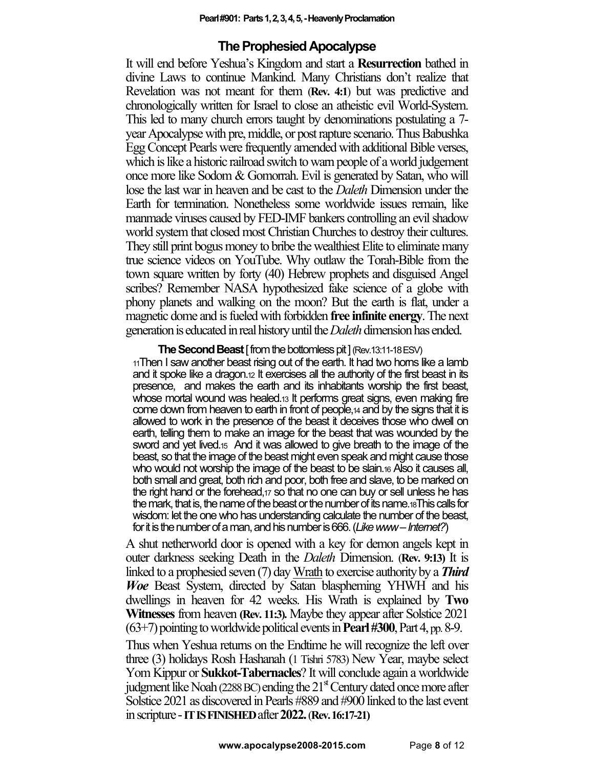## The Prophesied Apocalypse

It will end before Yeshua's Kingdom and start a **Resurrection** bathed in divine Laws to continue Mankind. Many Christians don't realize that Revelation was not meant for them (**Rev. 4:1**) but was predictive and chronologically written for Israel to close an atheistic evil World-System. This led to many church errors taught by denominations postulating a 7-year Apocalypse with pre, middle, or post rapture scenario. Thus Babushka Egg Concept Pearls were frequently amended with additional Bible verses, which is like a historic railroad switch to warn people of a world judgement once more like Sodom & Gomorrah. Evil is generated by Satan, who will lose the last war in heaven and be cast to the *Daleth* Dimension under the Earth for termination. Nonetheless some worldwide issues remain, like manmade viruses caused by FED-IMF bankers controlling an evil shadow world system that closed most Christian Churches to destroy their cultures. They still print bogus money to bribe the wealthiest Elite to eliminate many true science videos on YouTube. Why outlaw the Torah-Bible from the town square written by forty (40) Hebrew prophets and disguised Angel scribes? Remember NASA hypothesized fake science of a globe with phony planets and walking on the moon? But the earth is flat, under a magnetic dome and is fueled with forbidden **free infinite energy**. The next generation is educated in real history until the *Daleth* dimension has ended.

> **The Second Beast** [ from the bottomless pit ] (Rev.13:11-18 ESV)
> 11 Then I saw another beast rising out of the earth. It had two horns like a lamb and it spoke like a dragon. 12 It exercises all the authority of the first beast in its presence, and makes the earth and its inhabitants worship the first beast, whose mortal wound was healed. 13 It performs great signs, even making fire come down from heaven to earth in front of people, 14 and by the signs that it is allowed to work in the presence of the beast it deceives those who dwell on earth, telling them to make an image for the beast that was wounded by the sword and yet lived. 15 And it was allowed to give breath to the image of the beast, so that the image of the beast might even speak and might cause those who would not worship the image of the beast to be slain. 16 Also it causes all, both small and great, both rich and poor, both free and slave, to be marked on the right hand or the forehead, 17 so that no one can buy or sell unless he has the mark, that is, the name of the beast or the number of its name. 18 This calls for wisdom: let the one who has understanding calculate the number of the beast, for it is the number of a man, and his number is 666. (*Like www – Internet?*)

A shut netherworld door is opened with a key for demon angels kept in outer darkness seeking Death in the *Daleth* Dimension. (**Rev. 9:13**) It is linked to a prophesied seven (7) day Wrath to exercise authority by a ***Third Woe*** Beast System, directed by Satan blaspheming YHWH and his dwellings in heaven for 42 weeks. His Wrath is explained by **Two Witnesses** from heaven **(Rev. 11:3).** Maybe they appear after Solstice 2021 (63+7) pointing to worldwide political events in **Pearl #300**, Part 4, pp. 8-9.

Thus when Yeshua returns on the Endtime he will recognize the left over three (3) holidays Rosh Hashanah (1 Tishri 5783) New Year, maybe select Yom Kippur or **Sukkot-Tabernacles**? It will conclude again a worldwide judgment like Noah (2288 BC) ending the 21st Century dated once more after Solstice 2021 as discovered in Pearls #889 and #900 linked to the last event in scripture - **IT IS FINISHED** after **2022. (Rev. 16:17-21)**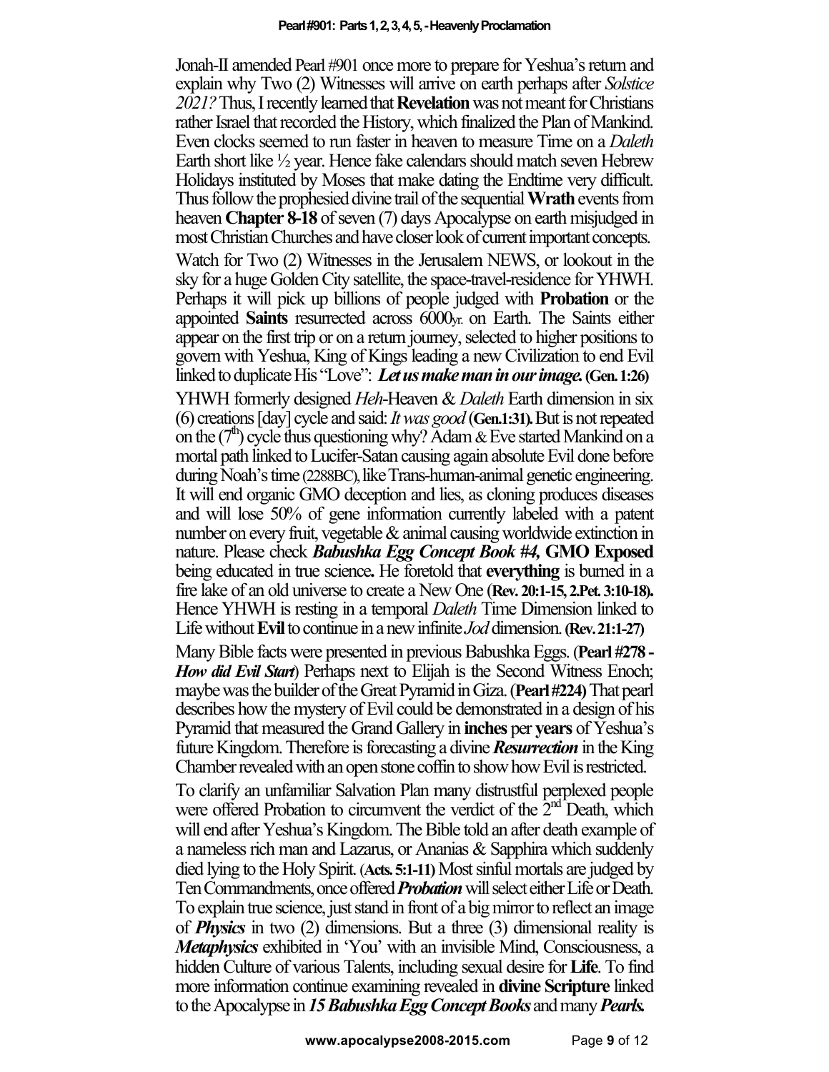Jonah-II amended Pearl #901 once more to prepare for Yeshua's return and explain why Two (2) Witnesses will arrive on earth perhaps after *Solstice 2021?* Thus, I recently learned that **Revelation** was not meant for Christians rather Israel that recorded the History, which finalized the Plan of Mankind. Even clocks seemed to run faster in heaven to measure Time on a *Daleth* Earth short like ½ year. Hence fake calendars should match seven Hebrew Holidays instituted by Moses that make dating the Endtime very difficult. Thus follow the prophesied divine trail of the sequential **Wrath** events from heaven **Chapter 8-18** of seven (7) days Apocalypse on earth misjudged in most Christian Churches and have closer look of current important concepts.

Watch for Two (2) Witnesses in the Jerusalem NEWS, or lookout in the sky for a huge Golden City satellite, the space-travel-residence for YHWH. Perhaps it will pick up billions of people judged with **Probation** or the appointed **Saints** resurrected across 6000yr. on Earth. The Saints either appear on the first trip or on a return journey, selected to higher positions to govern with Yeshua, King of Kings leading a new Civilization to end Evil linked to duplicate His "Love": ***Let us make man in our image.* (Gen. 1:26)**

YHWH formerly designed *Heh*-Heaven & *Daleth* Earth dimension in six (6) creations [day] cycle and said: *It was good* **(Gen.1:31).** But is not repeated on the (7th) cycle thus questioning why? Adam & Eve started Mankind on a mortal path linked to Lucifer-Satan causing again absolute Evil done before during Noah's time (2288BC), like Trans-human-animal genetic engineering. It will end organic GMO deception and lies, as cloning produces diseases and will lose 50% of gene information currently labeled with a patent number on every fruit, vegetable & animal causing worldwide extinction in nature. Please check ***Babushka Egg Concept Book #4,* GMO Exposed** being educated in true science**.** He foretold that **everything** is burned in a fire lake of an old universe to create a New One (**Rev. 20:1-15, 2.Pet. 3:10-18).** Hence YHWH is resting in a temporal *Daleth* Time Dimension linked to Life without **Evil** to continue in a new infinite *Jod* dimension. **(Rev. 21:1-27)**

Many Bible facts were presented in previous Babushka Eggs. (**Pearl #278 - *How did Evil Start***) Perhaps next to Elijah is the Second Witness Enoch; maybe was the builder of the Great Pyramid in Giza. (**Pearl #224)** That pearl describes how the mystery of Evil could be demonstrated in a design of his Pyramid that measured the Grand Gallery in **inches** per **years** of Yeshua's future Kingdom. Therefore is forecasting a divine ***Resurrection*** in the King Chamber revealed with an open stone coffin to show how Evil is restricted.

To clarify an unfamiliar Salvation Plan many distrustful perplexed people were offered Probation to circumvent the verdict of the 2nd Death, which will end after Yeshua's Kingdom. The Bible told an after death example of a nameless rich man and Lazarus, or Ananias & Sapphira which suddenly died lying to the Holy Spirit. (**Acts. 5:1-11)** Most sinful mortals are judged by Ten Commandments, once offered ***Probation*** will select either Life or Death. To explain true science, just stand in front of a big mirror to reflect an image of ***Physics*** in two (2) dimensions. But a three (3) dimensional reality is ***Metaphysics*** exhibited in 'You' with an invisible Mind, Consciousness, a hidden Culture of various Talents, including sexual desire for **Life**. To find more information continue examining revealed in **divine Scripture** linked to the Apocalypse in ***15 Babushka Egg Concept Books*** and many ***Pearls.***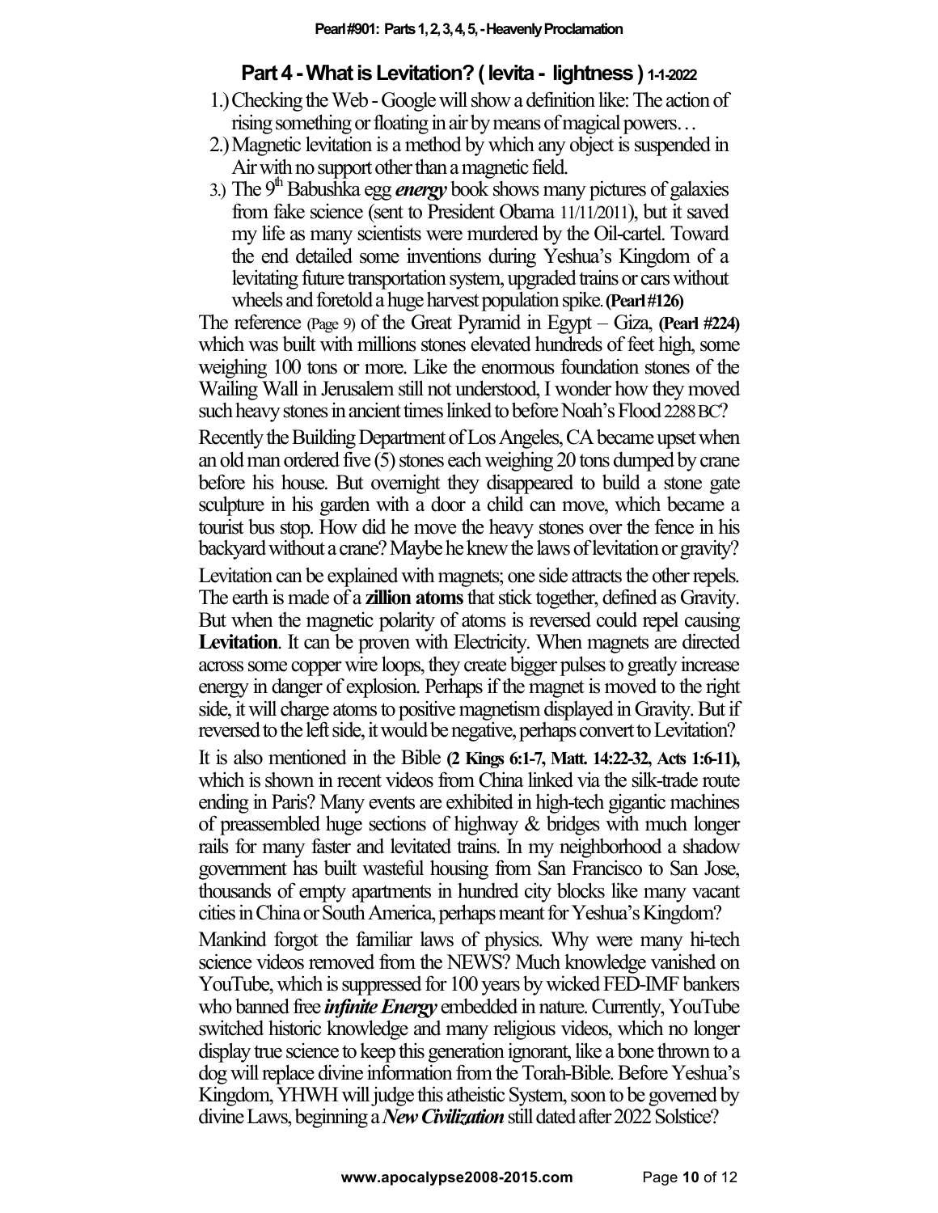## Part 4 - What is Levitation? ( levita - lightness ) 1-1-2022

1.) Checking the Web - Google will show a definition like: The action of rising something or floating in air by means of magical powers…
2.) Magnetic levitation is a method by which any object is suspended in Air with no support other than a magnetic field.
3.) The 9th Babushka egg ***energy*** book shows many pictures of galaxies from fake science (sent to President Obama 11/11/2011), but it saved my life as many scientists were murdered by the Oil-cartel. Toward the end detailed some inventions during Yeshua's Kingdom of a levitating future transportation system, upgraded trains or cars without wheels and foretold a huge harvest population spike. **(Pearl #126)**

The reference (Page 9) of the Great Pyramid in Egypt – Giza, **(Pearl #224)** which was built with millions stones elevated hundreds of feet high, some weighing 100 tons or more. Like the enormous foundation stones of the Wailing Wall in Jerusalem still not understood, I wonder how they moved such heavy stones in ancient times linked to before Noah's Flood 2288 BC?

Recently the Building Department of Los Angeles, CA became upset when an old man ordered five (5) stones each weighing 20 tons dumped by crane before his house. But overnight they disappeared to build a stone gate sculpture in his garden with a door a child can move, which became a tourist bus stop. How did he move the heavy stones over the fence in his backyard without a crane? Maybe he knew the laws of levitation or gravity?

Levitation can be explained with magnets; one side attracts the other repels. The earth is made of a **zillion atoms** that stick together, defined as Gravity. But when the magnetic polarity of atoms is reversed could repel causing **Levitation**. It can be proven with Electricity. When magnets are directed across some copper wire loops, they create bigger pulses to greatly increase energy in danger of explosion. Perhaps if the magnet is moved to the right side, it will charge atoms to positive magnetism displayed in Gravity. But if reversed to the left side, it would be negative, perhaps convert to Levitation?

It is also mentioned in the Bible **(2 Kings 6:1-7, Matt. 14:22-32, Acts 1:6-11),** which is shown in recent videos from China linked via the silk-trade route ending in Paris? Many events are exhibited in high-tech gigantic machines of preassembled huge sections of highway & bridges with much longer rails for many faster and levitated trains. In my neighborhood a shadow government has built wasteful housing from San Francisco to San Jose, thousands of empty apartments in hundred city blocks like many vacant cities in China or South America, perhaps meant for Yeshua's Kingdom?

Mankind forgot the familiar laws of physics. Why were many hi-tech science videos removed from the NEWS? Much knowledge vanished on YouTube, which is suppressed for 100 years by wicked FED-IMF bankers who banned free ***infinite Energy*** embedded in nature. Currently, YouTube switched historic knowledge and many religious videos, which no longer display true science to keep this generation ignorant, like a bone thrown to a dog will replace divine information from the Torah-Bible. Before Yeshua's Kingdom, YHWH will judge this atheistic System, soon to be governed by divine Laws, beginning a ***New Civilization*** still dated after 2022 Solstice?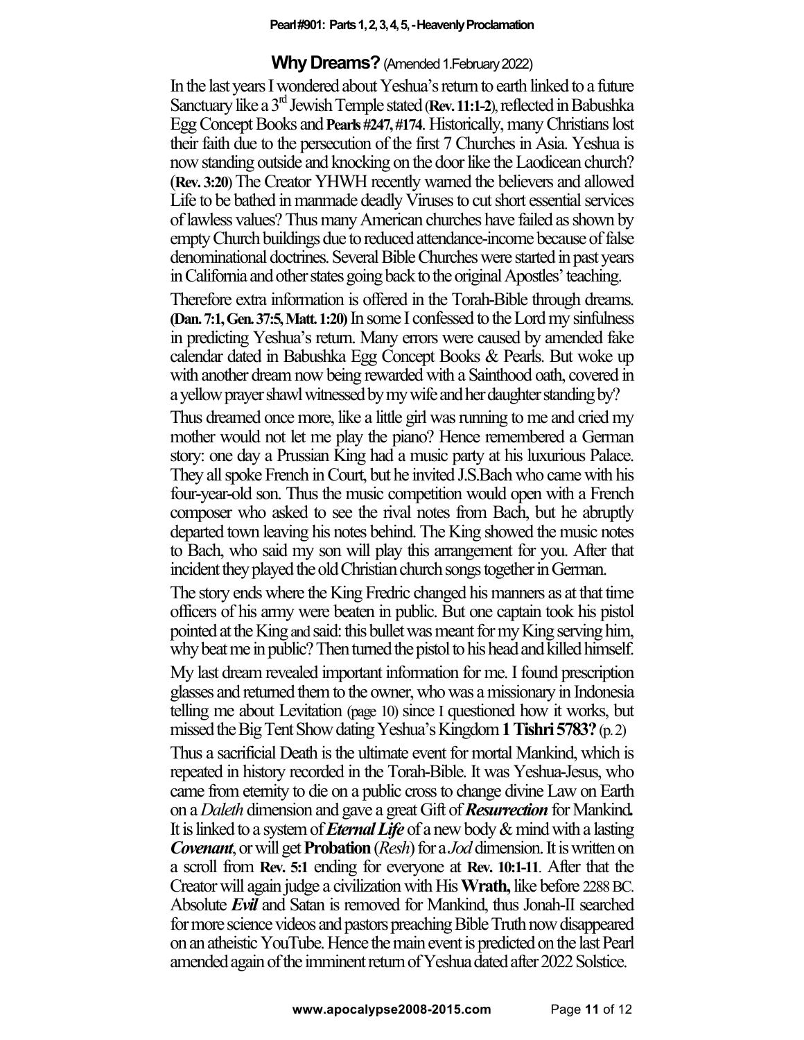## **Why Dreams?** (Amended 1.February 2022)

In the last years I wondered about Yeshua's return to earth linked to a future Sanctuary like a 3rd Jewish Temple stated (**Rev. 11:1-2**), reflected in Babushka Egg Concept Books and **Pearls #247, #174**. Historically, many Christians lost their faith due to the persecution of the first 7 Churches in Asia. Yeshua is now standing outside and knocking on the door like the Laodicean church? (**Rev. 3:20**) The Creator YHWH recently warned the believers and allowed Life to be bathed in manmade deadly Viruses to cut short essential services of lawless values? Thus many American churches have failed as shown by empty Church buildings due to reduced attendance-income because of false denominational doctrines. Several Bible Churches were started in past years in California and other states going back to the original Apostles' teaching.

Therefore extra information is offered in the Torah-Bible through dreams. **(Dan. 7:1, Gen. 37:5, Matt. 1:20)** In some I confessed to the Lord my sinfulness in predicting Yeshua's return. Many errors were caused by amended fake calendar dated in Babushka Egg Concept Books & Pearls. But woke up with another dream now being rewarded with a Sainthood oath, covered in a yellow prayer shawl witnessed by my wife and her daughter standing by?

Thus dreamed once more, like a little girl was running to me and cried my mother would not let me play the piano? Hence remembered a German story: one day a Prussian King had a music party at his luxurious Palace. They all spoke French in Court, but he invited J.S.Bach who came with his four-year-old son. Thus the music competition would open with a French composer who asked to see the rival notes from Bach, but he abruptly departed town leaving his notes behind. The King showed the music notes to Bach, who said my son will play this arrangement for you. After that incident they played the old Christian church songs together in German.

The story ends where the King Fredric changed his manners as at that time officers of his army were beaten in public. But one captain took his pistol pointed at the King and said: this bullet was meant for my King serving him, why beat me in public? Then turned the pistol to his head and killed himself.

My last dream revealed important information for me. I found prescription glasses and returned them to the owner, who was a missionary in Indonesia telling me about Levitation (page 10) since I questioned how it works, but missed the Big Tent Show dating Yeshua's Kingdom **1 Tishri 5783?** (p. 2)

Thus a sacrificial Death is the ultimate event for mortal Mankind, which is repeated in history recorded in the Torah-Bible. It was Yeshua-Jesus, who came from eternity to die on a public cross to change divine Law on Earth on a *Daleth* dimension and gave a great Gift of ***Resurrection*** for Mankind**.** It is linked to a system of ***Eternal Life*** of a new body & mind with a lasting ***Covenant***, or will get **Probation** (*Resh*) for a *Jod* dimension. It is written on a scroll from **Rev. 5:1** ending for everyone at **Rev. 10:1-11**. After that the Creator will again judge a civilization with His **Wrath,** like before 2288 BC. Absolute ***Evil*** and Satan is removed for Mankind, thus Jonah-II searched for more science videos and pastors preaching Bible Truth now disappeared on an atheistic YouTube. Hence the main event is predicted on the last Pearl amended again of the imminent return of Yeshua dated after 2022 Solstice.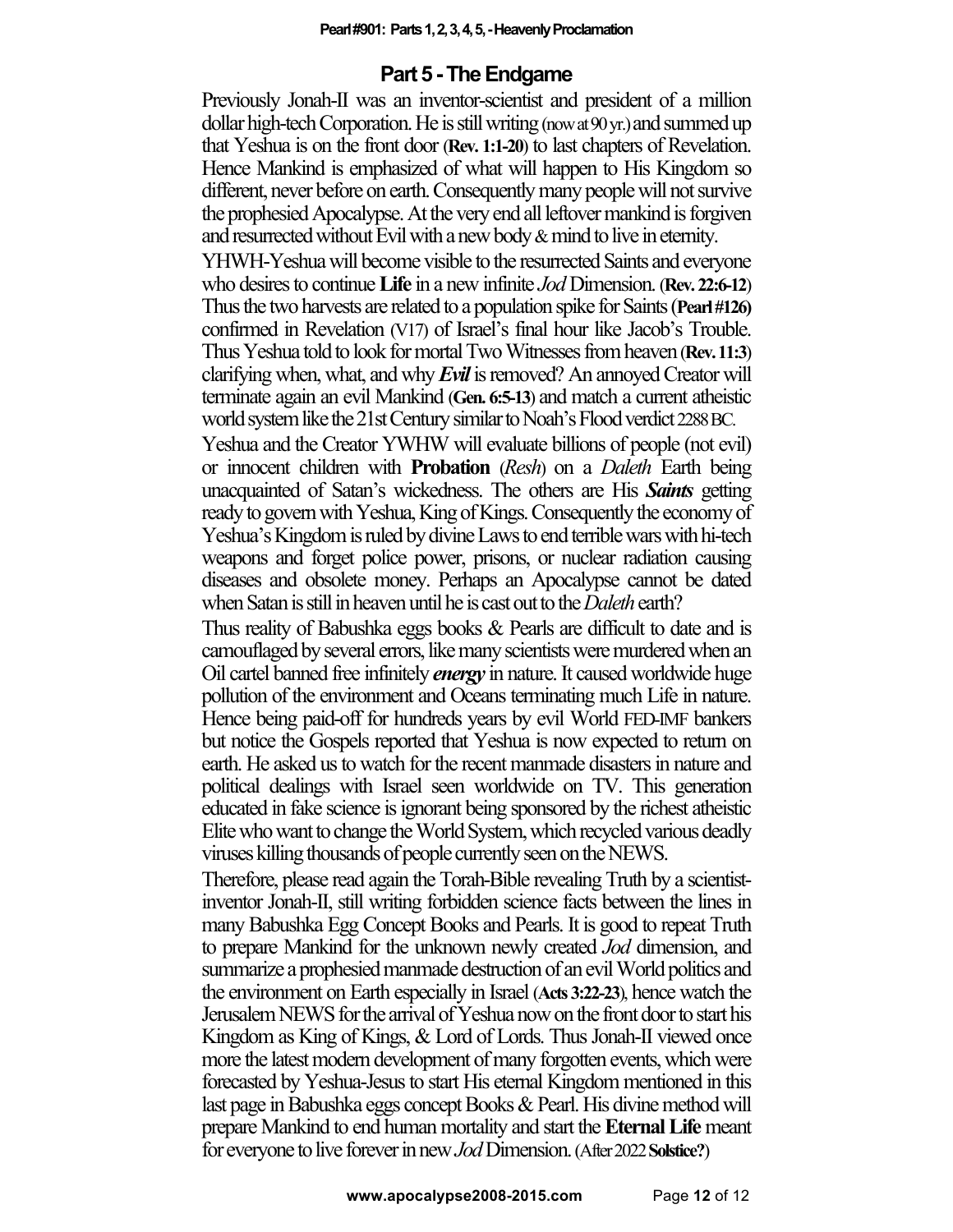## Part 5 - The Endgame

Previously Jonah-II was an inventor-scientist and president of a million dollar high-tech Corporation. He is still writing (now at 90 yr.) and summed up that Yeshua is on the front door (**Rev. 1:1-20**) to last chapters of Revelation. Hence Mankind is emphasized of what will happen to His Kingdom so different, never before on earth. Consequently many people will not survive the prophesied Apocalypse. At the very end all leftover mankind is forgiven and resurrected without Evil with a new body & mind to live in eternity.

YHWH-Yeshua will become visible to the resurrected Saints and everyone who desires to continue **Life** in a new infinite *Jod* Dimension. (**Rev. 22:6-12**) Thus the two harvests are related to a population spike for Saints (**Pearl #126**) confirmed in Revelation (V17) of Israel's final hour like Jacob's Trouble. Thus Yeshua told to look for mortal Two Witnesses from heaven (**Rev. 11:3**) clarifying when, what, and why ***Evil*** is removed? An annoyed Creator will terminate again an evil Mankind (**Gen. 6:5-13**) and match a current atheistic world system like the 21st Century similar to Noah's Flood verdict 2288 BC.

Yeshua and the Creator YWHW will evaluate billions of people (not evil) or innocent children with **Probation** (*Resh*) on a *Daleth* Earth being unacquainted of Satan's wickedness. The others are His ***Saints*** getting ready to govern with Yeshua, King of Kings. Consequently the economy of Yeshua's Kingdom is ruled by divine Laws to end terrible wars with hi-tech weapons and forget police power, prisons, or nuclear radiation causing diseases and obsolete money. Perhaps an Apocalypse cannot be dated when Satan is still in heaven until he is cast out to the *Daleth* earth?

Thus reality of Babushka eggs books & Pearls are difficult to date and is camouflaged by several errors, like many scientists were murdered when an Oil cartel banned free infinitely ***energy*** in nature. It caused worldwide huge pollution of the environment and Oceans terminating much Life in nature. Hence being paid-off for hundreds years by evil World FED-IMF bankers but notice the Gospels reported that Yeshua is now expected to return on earth. He asked us to watch for the recent manmade disasters in nature and political dealings with Israel seen worldwide on TV. This generation educated in fake science is ignorant being sponsored by the richest atheistic Elite who want to change the World System, which recycled various deadly viruses killing thousands of people currently seen on the NEWS.

Therefore, please read again the Torah-Bible revealing Truth by a scientist-inventor Jonah-II, still writing forbidden science facts between the lines in many Babushka Egg Concept Books and Pearls. It is good to repeat Truth to prepare Mankind for the unknown newly created *Jod* dimension, and summarize a prophesied manmade destruction of an evil World politics and the environment on Earth especially in Israel (**Acts 3:22-23**), hence watch the Jerusalem NEWS for the arrival of Yeshua now on the front door to start his Kingdom as King of Kings, & Lord of Lords. Thus Jonah-II viewed once more the latest modern development of many forgotten events, which were forecasted by Yeshua-Jesus to start His eternal Kingdom mentioned in this last page in Babushka eggs concept Books & Pearl. His divine method will prepare Mankind to end human mortality and start the **Eternal Life** meant for everyone to live forever in new *Jod* Dimension. (After 2022 **Solstice?**)

www.apocalypse2008-2015.com